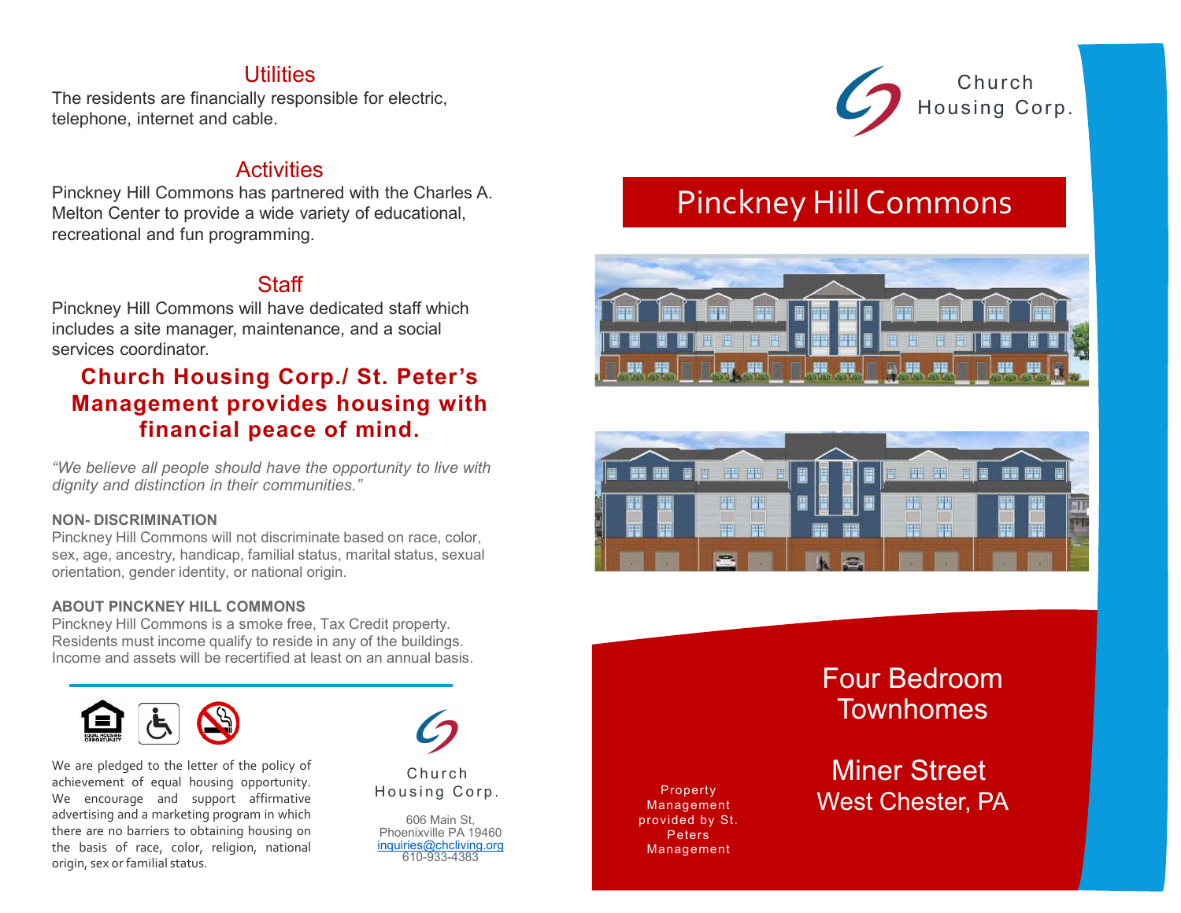## Utilities

The residents are financially responsible for electric, telephone, internet and cable.

## Activities

Pinckney Hill Commons has partnered with the Charles A. Melton Center to provide a wide variety of educational, recreational and fun programming.

## Staff

Pinckney Hill Commons will have dedicated staff which includes a site manager, maintenance, and a social services coordinator.

### Church Housing Corp./ St. Peter's Management provides housing with financial peace of mind.

*"We believe all people should have the opportunity to live with dignity and distinction in their communities."*

**NON- DISCRIMINATION**

Pinckney Hill Commons will not discriminate based on race, color, sex, age, ancestry, handicap, familial status, marital status, sexual orientation, gender identity, or national origin.

**ABOUT PINCKNEY HILL COMMONS**

Pinckney Hill Commons is a smoke free, Tax Credit property. Residents must income qualify to reside in any of the buildings. Income and assets will be recertified at least on an annual basis.

We are pledged to the letter of the policy of achievement of equal housing opportunity. We encourage and support affirmative advertising and a marketing program in which there are no barriers to obtaining housing on the basis of race, color, religion, national origin, sex or familial status.

Church Housing Corp.

606 Main St,
Phoenixville PA 19460
inquiries@chcliving.org
610-933-4383

Church Housing Corp.

# Pinckney Hill Commons

## Four Bedroom Townhomes

## Miner Street
## West Chester, PA

Property Management provided by St. Peters Management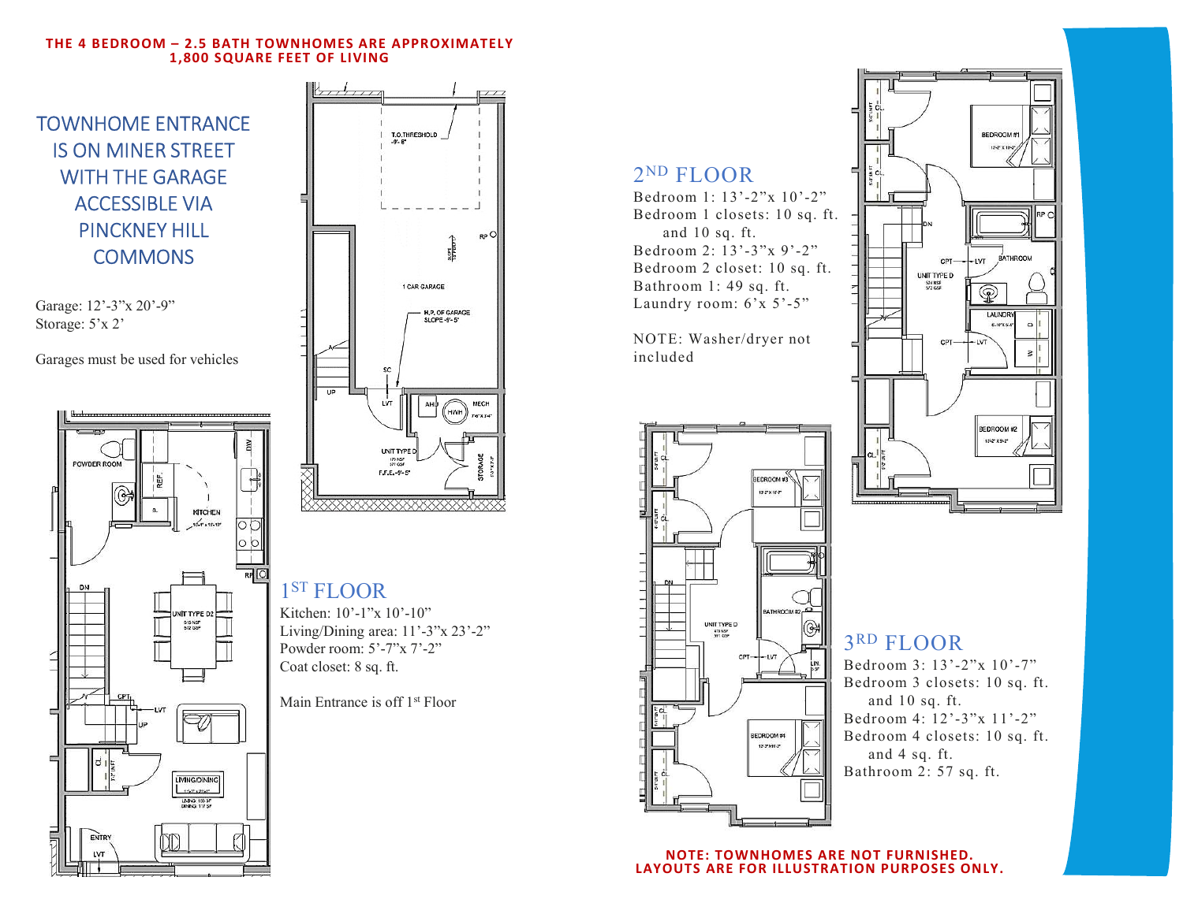**THE 4 BEDROOM – 2.5 BATH TOWNHOMES ARE APPROXIMATELY 1,800 SQUARE FEET OF LIVING**

## TOWNHOME ENTRANCE IS ON MINER STREET WITH THE GARAGE ACCESSIBLE VIA PINCKNEY HILL COMMONS

Garage: 12'-3"x 20'-9"
Storage: 5'x 2'

Garages must be used for vehicles

## 1ST FLOOR

Kitchen: 10'-1"x 10'-10"
Living/Dining area: 11'-3"x 23'-2"
Powder room: 5'-7"x 7'-2"
Coat closet: 8 sq. ft.

Main Entrance is off 1st Floor

## 2ND FLOOR

Bedroom 1: 13'-2"x 10'-2"
Bedroom 1 closets: 10 sq. ft. and 10 sq. ft.
Bedroom 2: 13'-3"x 9'-2"
Bedroom 2 closet: 10 sq. ft.
Bathroom 1: 49 sq. ft.
Laundry room: 6'x 5'-5"

NOTE: Washer/dryer not included

## 3RD FLOOR

Bedroom 3: 13'-2"x 10'-7"
Bedroom 3 closets: 10 sq. ft. and 10 sq. ft.
Bedroom 4: 12'-3"x 11'-2"
Bedroom 4 closets: 10 sq. ft. and 4 sq. ft.
Bathroom 2: 57 sq. ft.

**NOTE: TOWNHOMES ARE NOT FURNISHED. LAYOUTS ARE FOR ILLUSTRATION PURPOSES ONLY.**